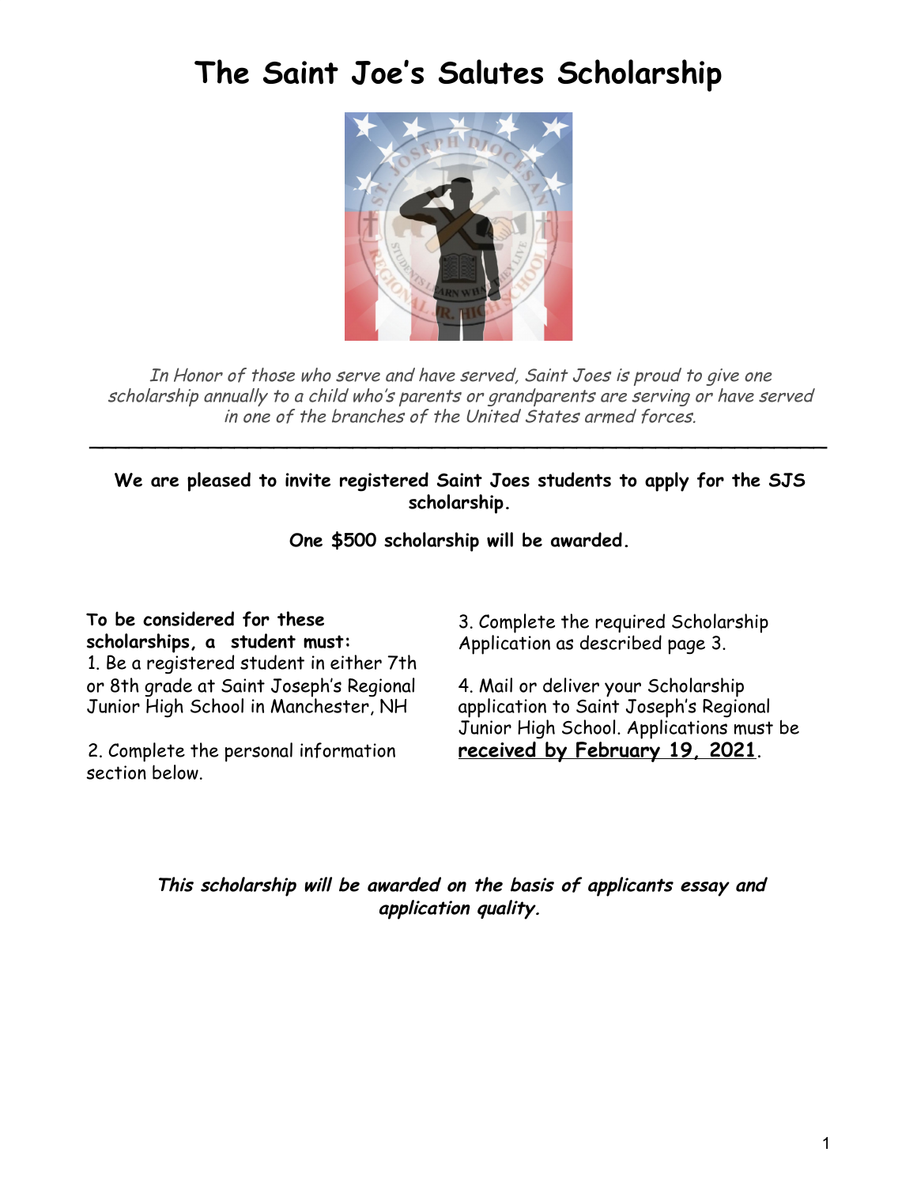# The Saint Joe's Salutes Scholarship

*In Honor of those who serve and have served, Saint Joes is proud to give one scholarship annually to a child who's parents or grandparents are serving or have served in one of the branches of the United States armed forces.*

---

**We are pleased to invite registered Saint Joes students to apply for the SJS scholarship.**

**One $500 scholarship will be awarded.**

**To be considered for these scholarships, a student must:**

1. Be a registered student in either 7th or 8th grade at Saint Joseph's Regional Junior High School in Manchester, NH

2. Complete the personal information section below.

3. Complete the required Scholarship Application as described page 3.

4. Mail or deliver your Scholarship application to Saint Joseph's Regional Junior High School. Applications must be **received by February 19, 2021**.

***This scholarship will be awarded on the basis of applicants essay and application quality.***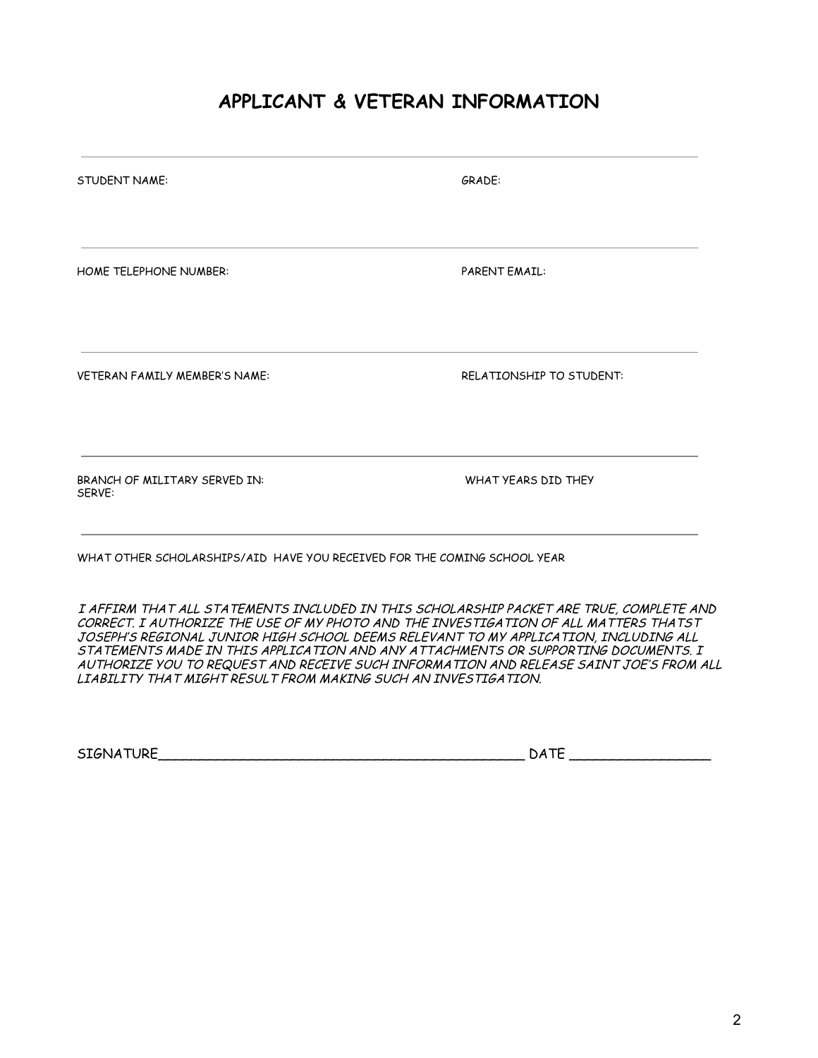# APPLICANT & VETERAN INFORMATION

---

STUDENT NAME: GRADE:

---

HOME TELEPHONE NUMBER: PARENT EMAIL:

---

VETERAN FAMILY MEMBER'S NAME: RELATIONSHIP TO STUDENT:

---

BRANCH OF MILITARY SERVED IN: WHAT YEARS DID THEY SERVE:

---

WHAT OTHER SCHOLARSHIPS/AID HAVE YOU RECEIVED FOR THE COMING SCHOOL YEAR

*I AFFIRM THAT ALL STATEMENTS INCLUDED IN THIS SCHOLARSHIP PACKET ARE TRUE, COMPLETE AND CORRECT. I AUTHORIZE THE USE OF MY PHOTO AND THE INVESTIGATION OF ALL MATTERS THATST JOSEPH'S REGIONAL JUNIOR HIGH SCHOOL DEEMS RELEVANT TO MY APPLICATION, INCLUDING ALL STATEMENTS MADE IN THIS APPLICATION AND ANY ATTACHMENTS OR SUPPORTING DOCUMENTS. I AUTHORIZE YOU TO REQUEST AND RECEIVE SUCH INFORMATION AND RELEASE SAINT JOE'S FROM ALL LIABILITY THAT MIGHT RESULT FROM MAKING SUCH AN INVESTIGATION.*

SIGNATURE_____________________________________________ DATE _________________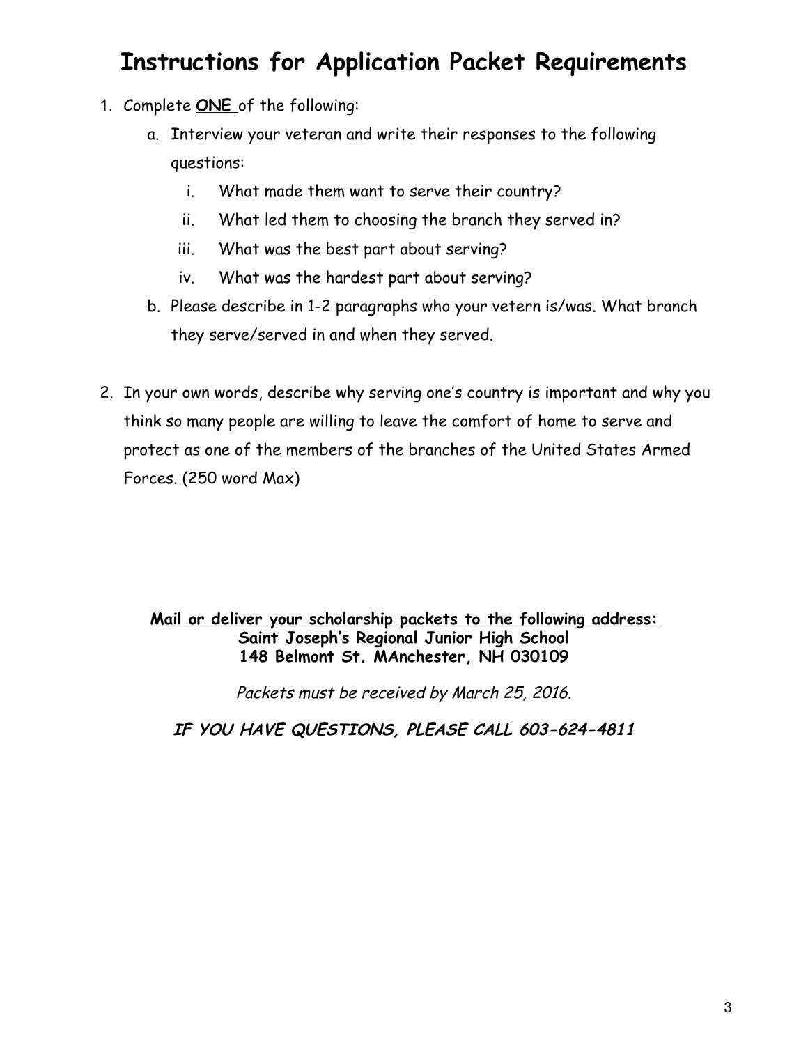# Instructions for Application Packet Requirements

1. Complete **ONE** of the following:
   a. Interview your veteran and write their responses to the following questions:
      i. What made them want to serve their country?
      ii. What led them to choosing the branch they served in?
      iii. What was the best part about serving?
      iv. What was the hardest part about serving?
   b. Please describe in 1-2 paragraphs who your vetern is/was. What branch they serve/served in and when they served.

2. In your own words, describe why serving one's country is important and why you think so many people are willing to leave the comfort of home to serve and protect as one of the members of the branches of the United States Armed Forces. (250 word Max)

**Mail or deliver your scholarship packets to the following address:**
**Saint Joseph's Regional Junior High School**
**148 Belmont St. MAnchester, NH 030109**

*Packets must be received by March 25, 2016.*

***IF YOU HAVE QUESTIONS, PLEASE CALL 603-624-4811***